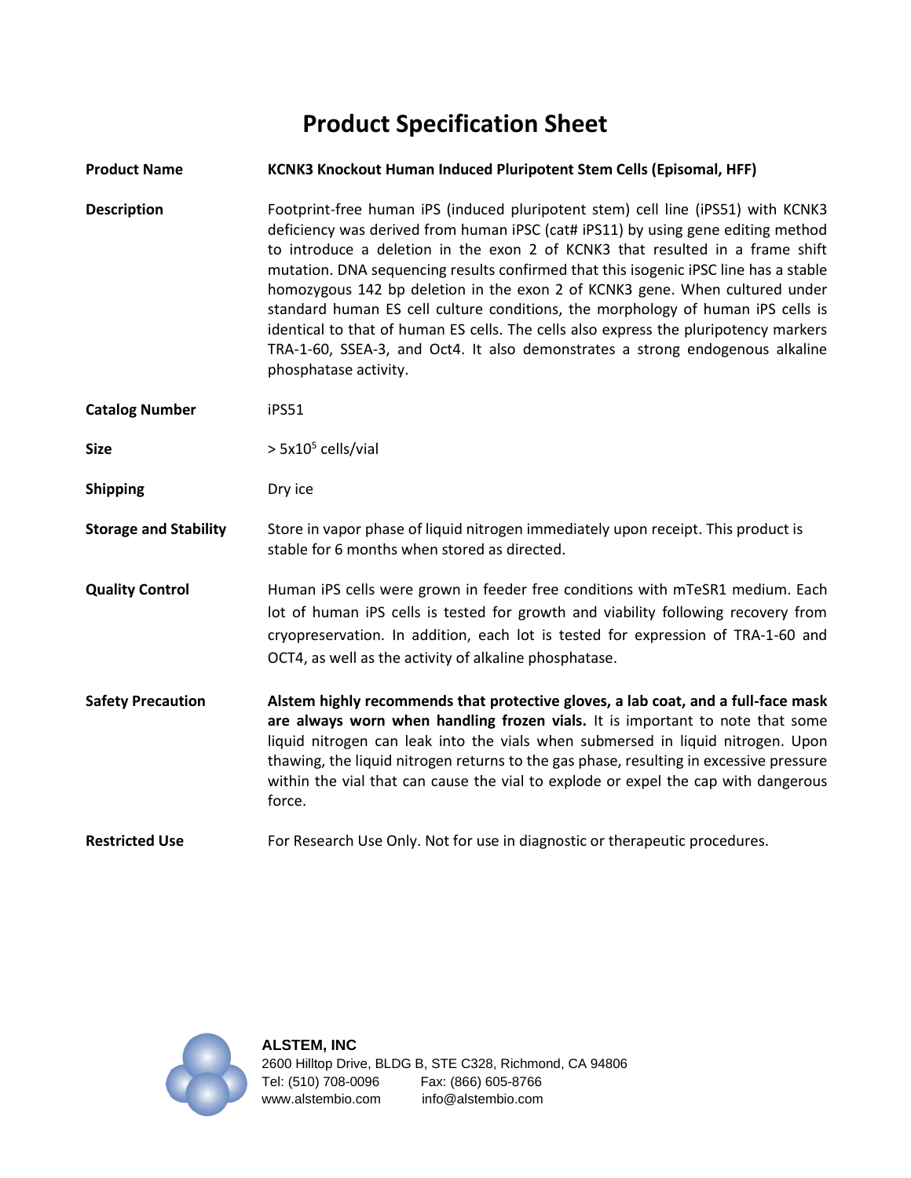# Product Specification Sheet

| | |
|---|---|
| **Product Name** | **KCNK3 Knockout Human Induced Pluripotent Stem Cells (Episomal, HFF)** |
| **Description** | Footprint-free human iPS (induced pluripotent stem) cell line (iPS51) with KCNK3 deficiency was derived from human iPSC (cat# iPS11) by using gene editing method to introduce a deletion in the exon 2 of KCNK3 that resulted in a frame shift mutation. DNA sequencing results confirmed that this isogenic iPSC line has a stable homozygous 142 bp deletion in the exon 2 of KCNK3 gene. When cultured under standard human ES cell culture conditions, the morphology of human iPS cells is identical to that of human ES cells. The cells also express the pluripotency markers TRA-1-60, SSEA-3, and Oct4. It also demonstrates a strong endogenous alkaline phosphatase activity. |
| **Catalog Number** | iPS51 |
| **Size** | > $5x10^5$ cells/vial |
| **Shipping** | Dry ice |
| **Storage and Stability** | Store in vapor phase of liquid nitrogen immediately upon receipt. This product is stable for 6 months when stored as directed. |
| **Quality Control** | Human iPS cells were grown in feeder free conditions with mTeSR1 medium. Each lot of human iPS cells is tested for growth and viability following recovery from cryopreservation. In addition, each lot is tested for expression of TRA-1-60 and OCT4, as well as the activity of alkaline phosphatase. |
| **Safety Precaution** | **Alstem highly recommends that protective gloves, a lab coat, and a full-face mask are always worn when handling frozen vials.** It is important to note that some liquid nitrogen can leak into the vials when submersed in liquid nitrogen. Upon thawing, the liquid nitrogen returns to the gas phase, resulting in excessive pressure within the vial that can cause the vial to explode or expel the cap with dangerous force. |
| **Restricted Use** | For Research Use Only. Not for use in diagnostic or therapeutic procedures. |

**ALSTEM, INC**
2600 Hilltop Drive, BLDG B, STE C328, Richmond, CA 94806
Tel: (510) 708-0096 Fax: (866) 605-8766
www.alstembio.com info@alstembio.com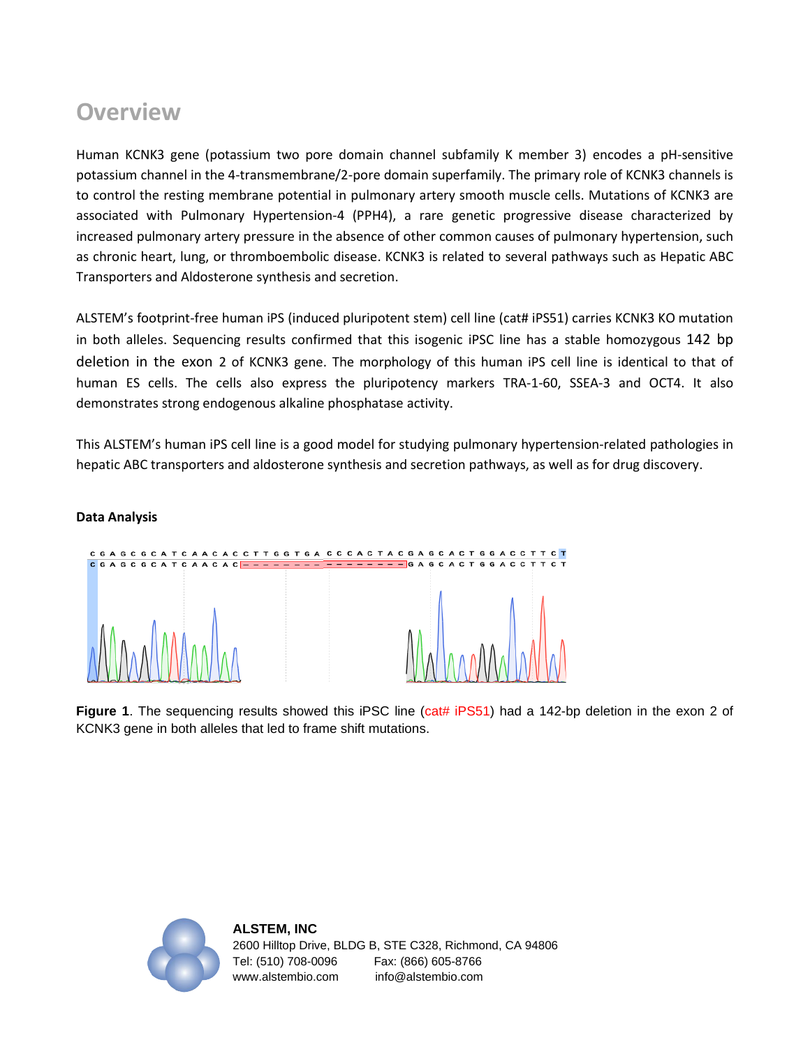# Overview

Human KCNK3 gene (potassium two pore domain channel subfamily K member 3) encodes a pH-sensitive potassium channel in the 4-transmembrane/2-pore domain superfamily. The primary role of KCNK3 channels is to control the resting membrane potential in pulmonary artery smooth muscle cells. Mutations of KCNK3 are associated with Pulmonary Hypertension-4 (PPH4), a rare genetic progressive disease characterized by increased pulmonary artery pressure in the absence of other common causes of pulmonary hypertension, such as chronic heart, lung, or thromboembolic disease. KCNK3 is related to several pathways such as Hepatic ABC Transporters and Aldosterone synthesis and secretion.

ALSTEM's footprint-free human iPS (induced pluripotent stem) cell line (cat# iPS51) carries KCNK3 KO mutation in both alleles. Sequencing results confirmed that this isogenic iPSC line has a stable homozygous 142 bp deletion in the exon 2 of KCNK3 gene. The morphology of this human iPS cell line is identical to that of human ES cells. The cells also express the pluripotency markers TRA-1-60, SSEA-3 and OCT4. It also demonstrates strong endogenous alkaline phosphatase activity.

This ALSTEM's human iPS cell line is a good model for studying pulmonary hypertension-related pathologies in hepatic ABC transporters and aldosterone synthesis and secretion pathways, as well as for drug discovery.

**Data Analysis**

**Figure 1**. The sequencing results showed this iPSC line (cat# iPS51) had a 142-bp deletion in the exon 2 of KCNK3 gene in both alleles that led to frame shift mutations.

**ALSTEM, INC**
2600 Hilltop Drive, BLDG B, STE C328, Richmond, CA 94806
Tel: (510) 708-0096 Fax: (866) 605-8766
www.alstembio.com info@alstembio.com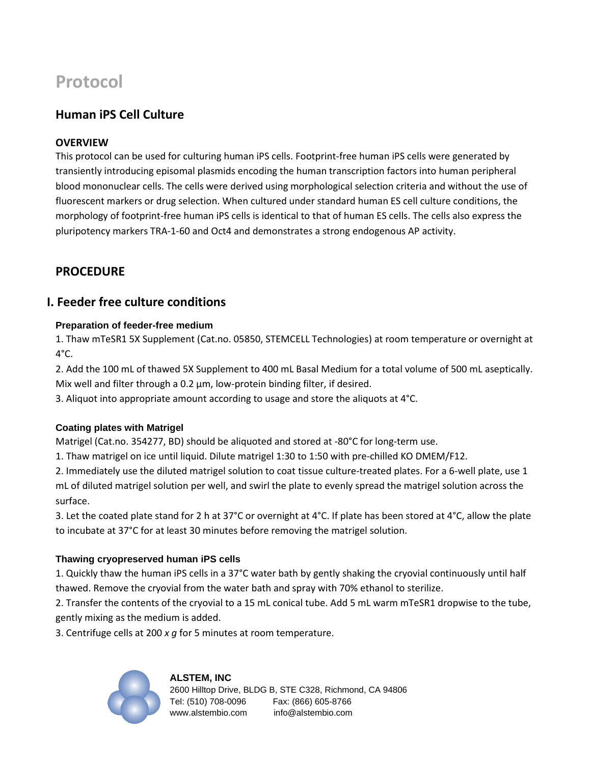# Protocol

## Human iPS Cell Culture

### OVERVIEW

This protocol can be used for culturing human iPS cells. Footprint-free human iPS cells were generated by transiently introducing episomal plasmids encoding the human transcription factors into human peripheral blood mononuclear cells. The cells were derived using morphological selection criteria and without the use of fluorescent markers or drug selection. When cultured under standard human ES cell culture conditions, the morphology of footprint-free human iPS cells is identical to that of human ES cells. The cells also express the pluripotency markers TRA-1-60 and Oct4 and demonstrates a strong endogenous AP activity.

## PROCEDURE

## I. Feeder free culture conditions

### Preparation of feeder-free medium

1. Thaw mTeSR1 5X Supplement (Cat.no. 05850, STEMCELL Technologies) at room temperature or overnight at 4°C.
2. Add the 100 mL of thawed 5X Supplement to 400 mL Basal Medium for a total volume of 500 mL aseptically. Mix well and filter through a 0.2 µm, low-protein binding filter, if desired.
3. Aliquot into appropriate amount according to usage and store the aliquots at 4°C.

### Coating plates with Matrigel

Matrigel (Cat.no. 354277, BD) should be aliquoted and stored at -80°C for long-term use.

1. Thaw matrigel on ice until liquid. Dilute matrigel 1:30 to 1:50 with pre-chilled KO DMEM/F12.
2. Immediately use the diluted matrigel solution to coat tissue culture-treated plates. For a 6-well plate, use 1 mL of diluted matrigel solution per well, and swirl the plate to evenly spread the matrigel solution across the surface.
3. Let the coated plate stand for 2 h at 37°C or overnight at 4°C. If plate has been stored at 4°C, allow the plate to incubate at 37°C for at least 30 minutes before removing the matrigel solution.

### Thawing cryopreserved human iPS cells

1. Quickly thaw the human iPS cells in a 37°C water bath by gently shaking the cryovial continuously until half thawed. Remove the cryovial from the water bath and spray with 70% ethanol to sterilize.
2. Transfer the contents of the cryovial to a 15 mL conical tube. Add 5 mL warm mTeSR1 dropwise to the tube, gently mixing as the medium is added.
3. Centrifuge cells at 200 *x g* for 5 minutes at room temperature.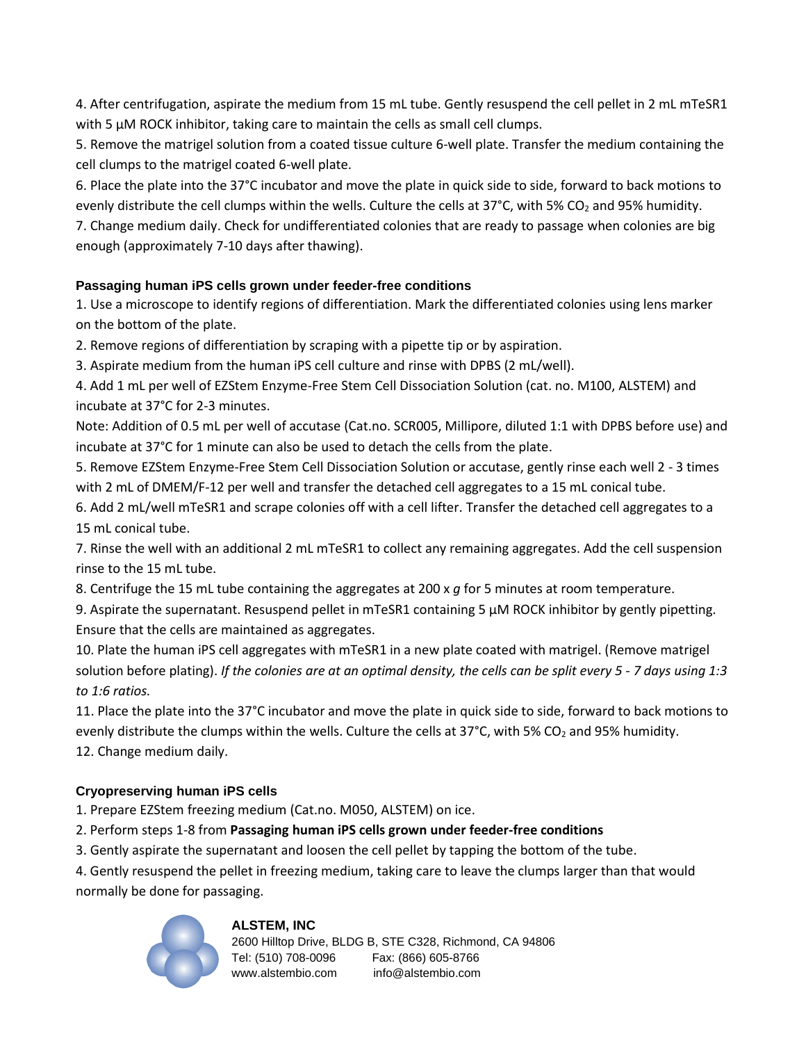4. After centrifugation, aspirate the medium from 15 mL tube. Gently resuspend the cell pellet in 2 mL mTeSR1 with 5 µM ROCK inhibitor, taking care to maintain the cells as small cell clumps.

5. Remove the matrigel solution from a coated tissue culture 6-well plate. Transfer the medium containing the cell clumps to the matrigel coated 6-well plate.

6. Place the plate into the 37°C incubator and move the plate in quick side to side, forward to back motions to evenly distribute the cell clumps within the wells. Culture the cells at 37°C, with 5% $CO_2$ and 95% humidity.

7. Change medium daily. Check for undifferentiated colonies that are ready to passage when colonies are big enough (approximately 7-10 days after thawing).

### Passaging human iPS cells grown under feeder-free conditions

1. Use a microscope to identify regions of differentiation. Mark the differentiated colonies using lens marker on the bottom of the plate.

2. Remove regions of differentiation by scraping with a pipette tip or by aspiration.

3. Aspirate medium from the human iPS cell culture and rinse with DPBS (2 mL/well).

4. Add 1 mL per well of EZStem Enzyme-Free Stem Cell Dissociation Solution (cat. no. M100, ALSTEM) and incubate at 37°C for 2-3 minutes.

Note: Addition of 0.5 mL per well of accutase (Cat.no. SCR005, Millipore, diluted 1:1 with DPBS before use) and incubate at 37°C for 1 minute can also be used to detach the cells from the plate.

5. Remove EZStem Enzyme-Free Stem Cell Dissociation Solution or accutase, gently rinse each well 2 - 3 times with 2 mL of DMEM/F-12 per well and transfer the detached cell aggregates to a 15 mL conical tube.

6. Add 2 mL/well mTeSR1 and scrape colonies off with a cell lifter. Transfer the detached cell aggregates to a 15 mL conical tube.

7. Rinse the well with an additional 2 mL mTeSR1 to collect any remaining aggregates. Add the cell suspension rinse to the 15 mL tube.

8. Centrifuge the 15 mL tube containing the aggregates at 200 x *g* for 5 minutes at room temperature.

9. Aspirate the supernatant. Resuspend pellet in mTeSR1 containing 5 µM ROCK inhibitor by gently pipetting. Ensure that the cells are maintained as aggregates.

10. Plate the human iPS cell aggregates with mTeSR1 in a new plate coated with matrigel. (Remove matrigel solution before plating). *If the colonies are at an optimal density, the cells can be split every 5 - 7 days using 1:3 to 1:6 ratios.*

11. Place the plate into the 37°C incubator and move the plate in quick side to side, forward to back motions to evenly distribute the clumps within the wells. Culture the cells at 37°C, with 5% $CO_2$ and 95% humidity.

12. Change medium daily.

### Cryopreserving human iPS cells

1. Prepare EZStem freezing medium (Cat.no. M050, ALSTEM) on ice.

2. Perform steps 1-8 from **Passaging human iPS cells grown under feeder-free conditions**

3. Gently aspirate the supernatant and loosen the cell pellet by tapping the bottom of the tube.

4. Gently resuspend the pellet in freezing medium, taking care to leave the clumps larger than that would normally be done for passaging.

**ALSTEM, INC**
2600 Hilltop Drive, BLDG B, STE C328, Richmond, CA 94806
Tel: (510) 708-0096 Fax: (866) 605-8766
www.alstembio.com info@alstembio.com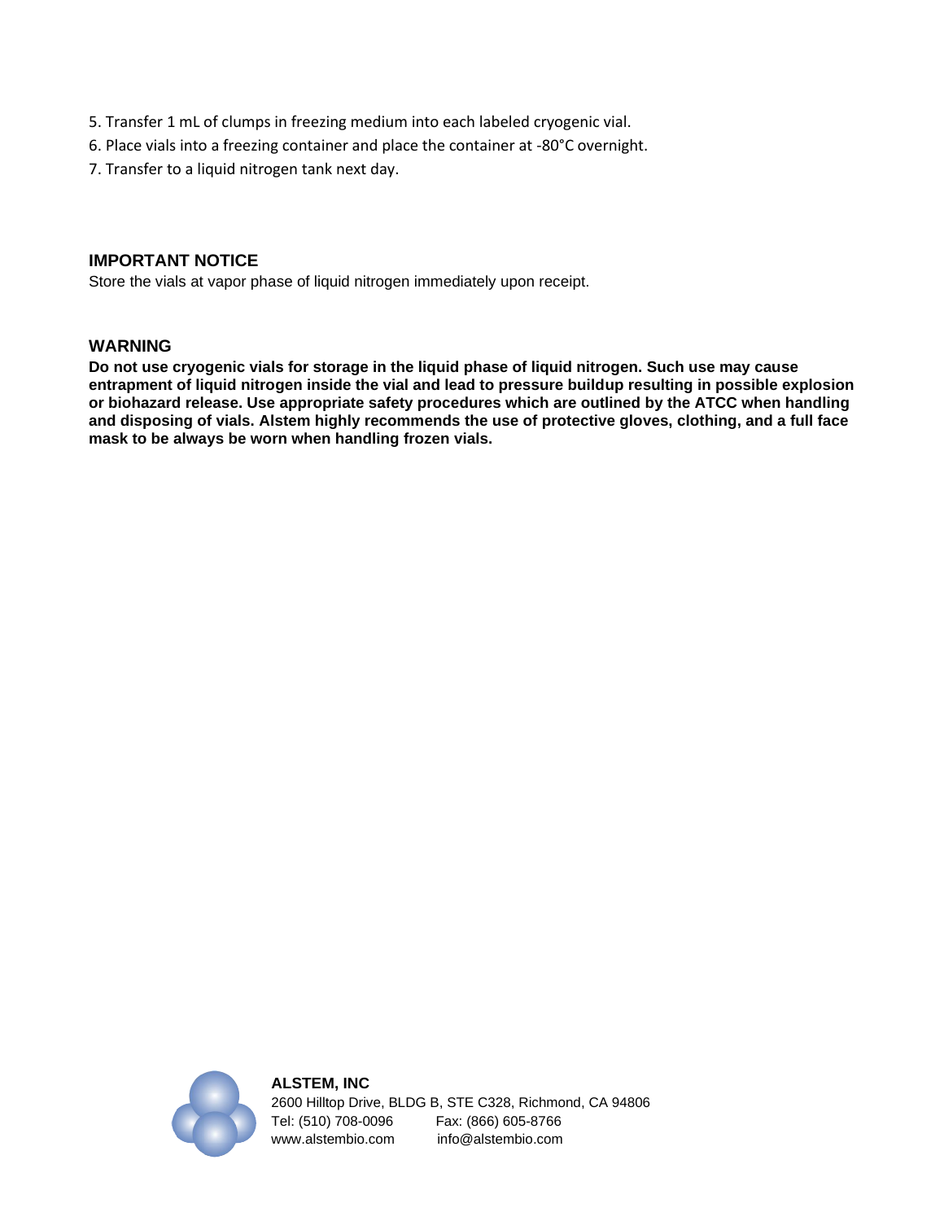5. Transfer 1 mL of clumps in freezing medium into each labeled cryogenic vial.
6. Place vials into a freezing container and place the container at -80°C overnight.
7. Transfer to a liquid nitrogen tank next day.

## IMPORTANT NOTICE

Store the vials at vapor phase of liquid nitrogen immediately upon receipt.

## WARNING

**Do not use cryogenic vials for storage in the liquid phase of liquid nitrogen. Such use may cause entrapment of liquid nitrogen inside the vial and lead to pressure buildup resulting in possible explosion or biohazard release. Use appropriate safety procedures which are outlined by the ATCC when handling and disposing of vials. Alstem highly recommends the use of protective gloves, clothing, and a full face mask to be always be worn when handling frozen vials.**

**ALSTEM, INC**
2600 Hilltop Drive, BLDG B, STE C328, Richmond, CA 94806
Tel: (510) 708-0096 Fax: (866) 605-8766
www.alstembio.com info@alstembio.com